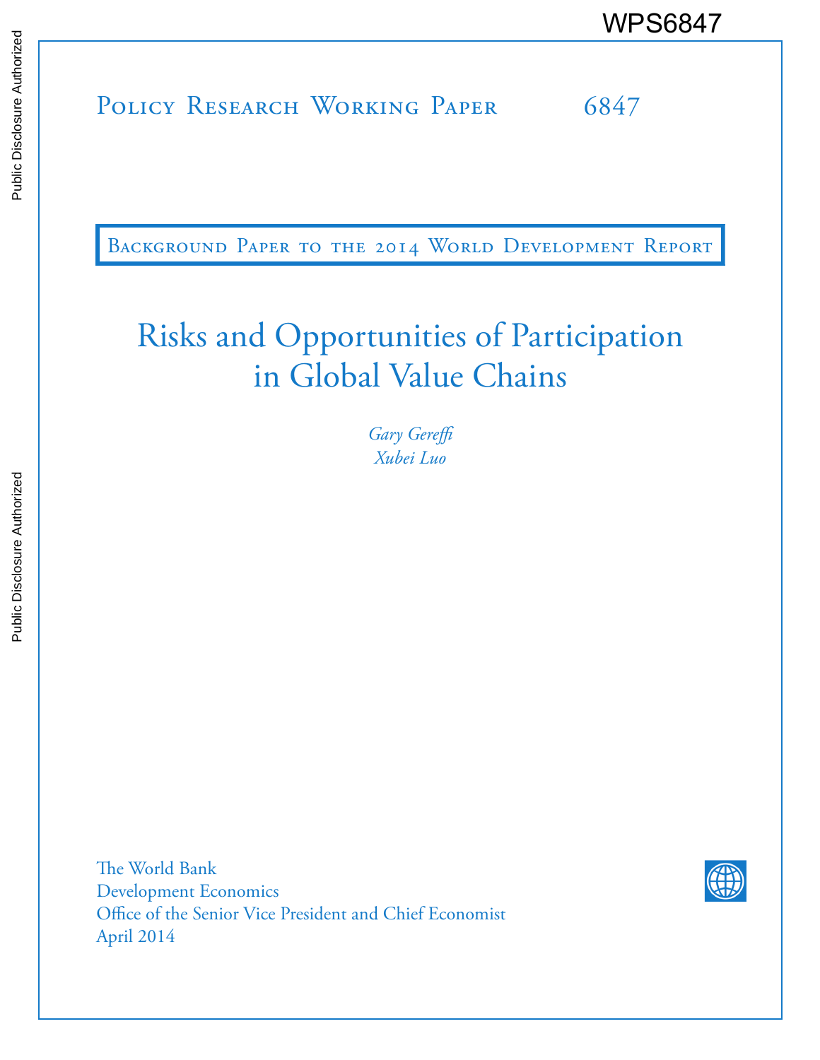WPS6847

# Policy Research Working Paper 6847

Background Paper to the 2014 World Development Report

# Risks and Opportunities of Participation in Global Value Chains

*Gary Gereffi*
*Xubei Luo*

The World Bank
Development Economics
Office of the Senior Vice President and Chief Economist
April 2014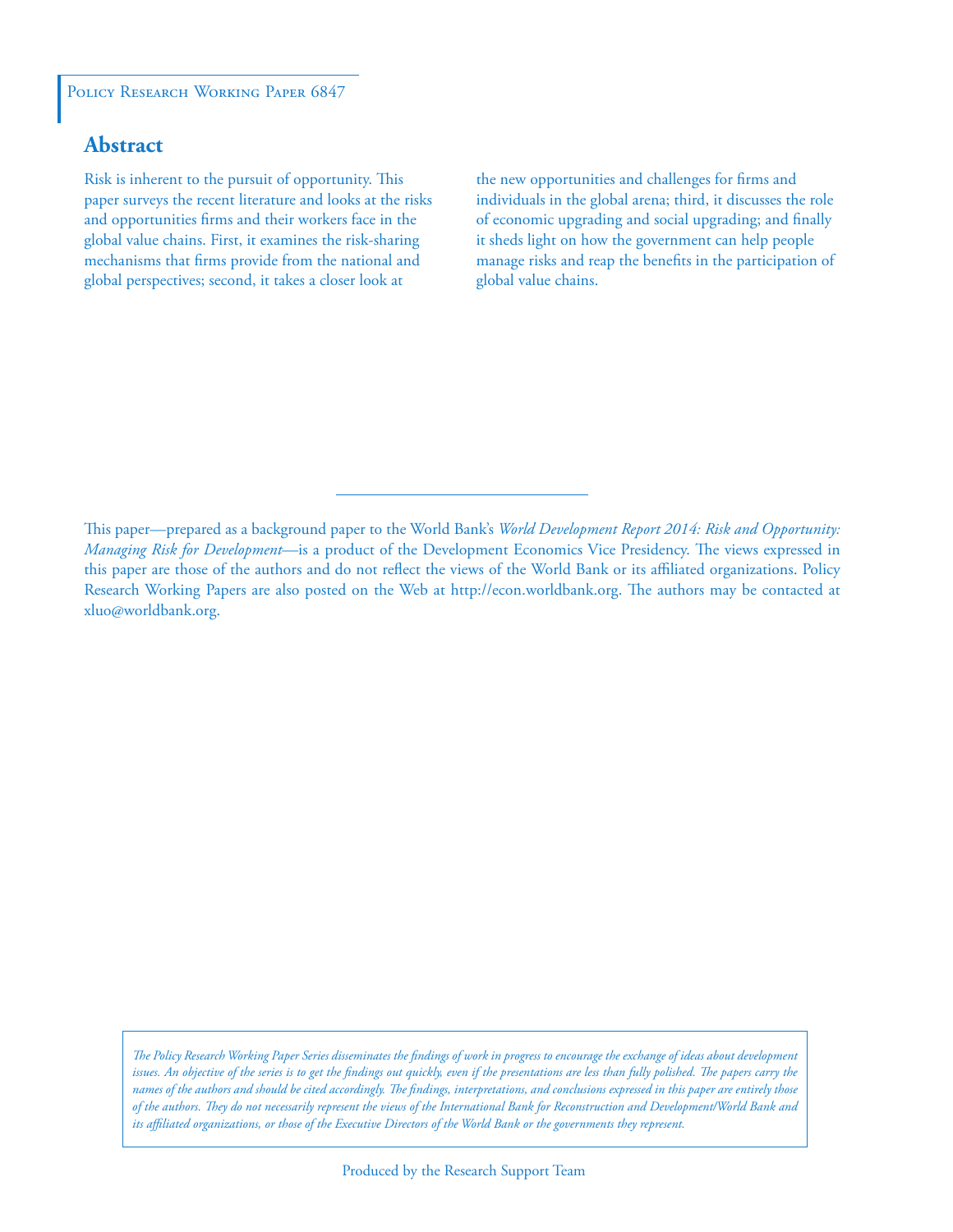Policy Research Working Paper 6847

## Abstract

Risk is inherent to the pursuit of opportunity. This paper surveys the recent literature and looks at the risks and opportunities firms and their workers face in the global value chains. First, it examines the risk-sharing mechanisms that firms provide from the national and global perspectives; second, it takes a closer look at the new opportunities and challenges for firms and individuals in the global arena; third, it discusses the role of economic upgrading and social upgrading; and finally it sheds light on how the government can help people manage risks and reap the benefits in the participation of global value chains.

This paper—prepared as a background paper to the World Bank's *World Development Report 2014: Risk and Opportunity: Managing Risk for Development*—is a product of the Development Economics Vice Presidency. The views expressed in this paper are those of the authors and do not reflect the views of the World Bank or its affiliated organizations. Policy Research Working Papers are also posted on the Web at http://econ.worldbank.org. The authors may be contacted at xluo@worldbank.org.

*The Policy Research Working Paper Series disseminates the findings of work in progress to encourage the exchange of ideas about development issues. An objective of the series is to get the findings out quickly, even if the presentations are less than fully polished. The papers carry the names of the authors and should be cited accordingly. The findings, interpretations, and conclusions expressed in this paper are entirely those of the authors. They do not necessarily represent the views of the International Bank for Reconstruction and Development/World Bank and its affiliated organizations, or those of the Executive Directors of the World Bank or the governments they represent.*

Produced by the Research Support Team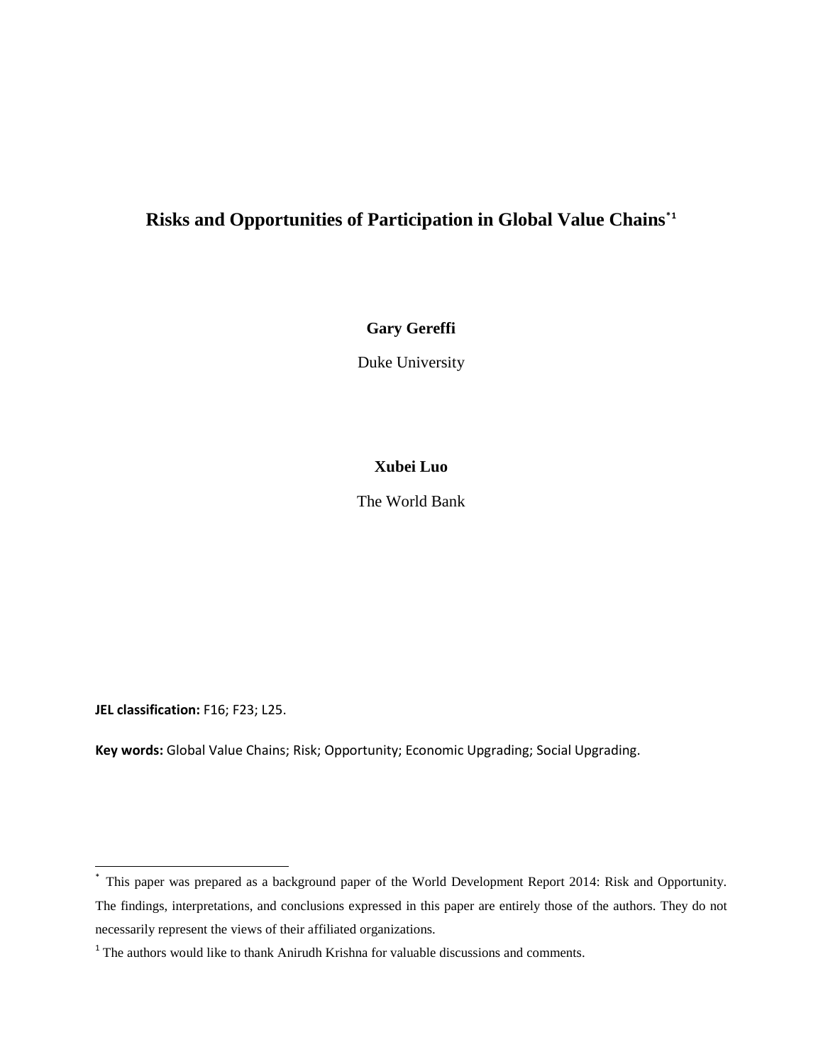# Risks and Opportunities of Participation in Global Value Chains[*1]

**Gary Gereffi**

Duke University

**Xubei Luo**

The World Bank

**JEL classification:** F16; F23; L25.

**Key words:** Global Value Chains; Risk; Opportunity; Economic Upgrading; Social Upgrading.

---

[*] This paper was prepared as a background paper of the World Development Report 2014: Risk and Opportunity. The findings, interpretations, and conclusions expressed in this paper are entirely those of the authors. They do not necessarily represent the views of their affiliated organizations.

[1] The authors would like to thank Anirudh Krishna for valuable discussions and comments.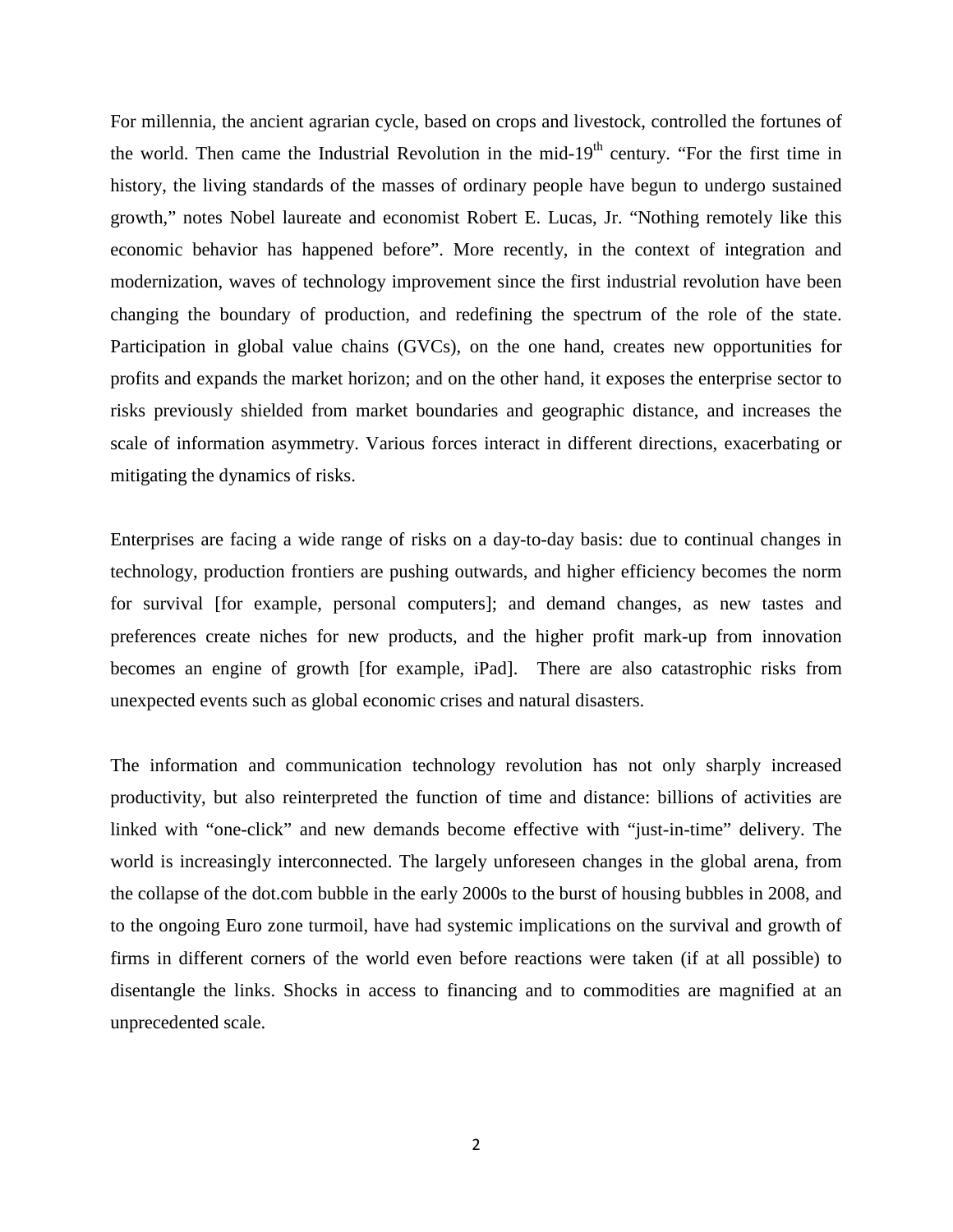For millennia, the ancient agrarian cycle, based on crops and livestock, controlled the fortunes of the world. Then came the Industrial Revolution in the mid-19$^{th}$ century. "For the first time in history, the living standards of the masses of ordinary people have begun to undergo sustained growth," notes Nobel laureate and economist Robert E. Lucas, Jr. "Nothing remotely like this economic behavior has happened before". More recently, in the context of integration and modernization, waves of technology improvement since the first industrial revolution have been changing the boundary of production, and redefining the spectrum of the role of the state. Participation in global value chains (GVCs), on the one hand, creates new opportunities for profits and expands the market horizon; and on the other hand, it exposes the enterprise sector to risks previously shielded from market boundaries and geographic distance, and increases the scale of information asymmetry. Various forces interact in different directions, exacerbating or mitigating the dynamics of risks.

Enterprises are facing a wide range of risks on a day-to-day basis: due to continual changes in technology, production frontiers are pushing outwards, and higher efficiency becomes the norm for survival [for example, personal computers]; and demand changes, as new tastes and preferences create niches for new products, and the higher profit mark-up from innovation becomes an engine of growth [for example, iPad]. There are also catastrophic risks from unexpected events such as global economic crises and natural disasters.

The information and communication technology revolution has not only sharply increased productivity, but also reinterpreted the function of time and distance: billions of activities are linked with "one-click" and new demands become effective with "just-in-time" delivery. The world is increasingly interconnected. The largely unforeseen changes in the global arena, from the collapse of the dot.com bubble in the early 2000s to the burst of housing bubbles in 2008, and to the ongoing Euro zone turmoil, have had systemic implications on the survival and growth of firms in different corners of the world even before reactions were taken (if at all possible) to disentangle the links. Shocks in access to financing and to commodities are magnified at an unprecedented scale.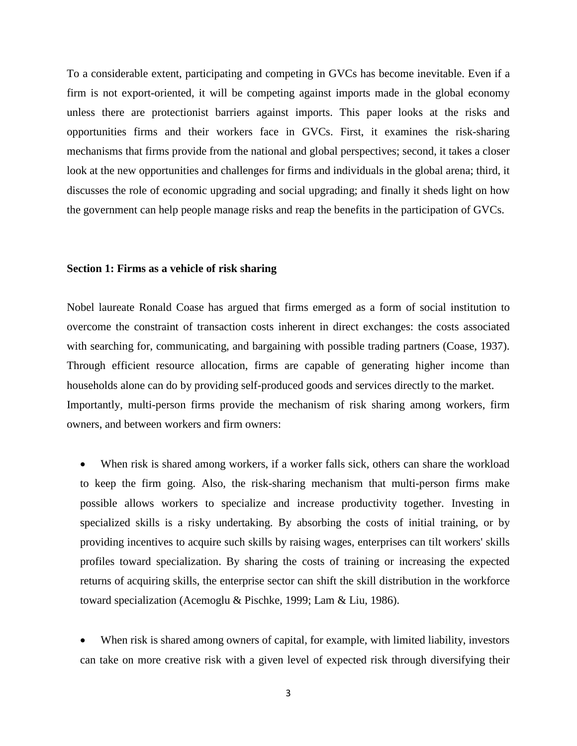To a considerable extent, participating and competing in GVCs has become inevitable. Even if a firm is not export-oriented, it will be competing against imports made in the global economy unless there are protectionist barriers against imports. This paper looks at the risks and opportunities firms and their workers face in GVCs. First, it examines the risk-sharing mechanisms that firms provide from the national and global perspectives; second, it takes a closer look at the new opportunities and challenges for firms and individuals in the global arena; third, it discusses the role of economic upgrading and social upgrading; and finally it sheds light on how the government can help people manage risks and reap the benefits in the participation of GVCs.

## Section 1: Firms as a vehicle of risk sharing

Nobel laureate Ronald Coase has argued that firms emerged as a form of social institution to overcome the constraint of transaction costs inherent in direct exchanges: the costs associated with searching for, communicating, and bargaining with possible trading partners (Coase, 1937). Through efficient resource allocation, firms are capable of generating higher income than households alone can do by providing self-produced goods and services directly to the market.
Importantly, multi-person firms provide the mechanism of risk sharing among workers, firm owners, and between workers and firm owners:

- When risk is shared among workers, if a worker falls sick, others can share the workload to keep the firm going. Also, the risk-sharing mechanism that multi-person firms make possible allows workers to specialize and increase productivity together. Investing in specialized skills is a risky undertaking. By absorbing the costs of initial training, or by providing incentives to acquire such skills by raising wages, enterprises can tilt workers' skills profiles toward specialization. By sharing the costs of training or increasing the expected returns of acquiring skills, the enterprise sector can shift the skill distribution in the workforce toward specialization (Acemoglu & Pischke, 1999; Lam & Liu, 1986).

- When risk is shared among owners of capital, for example, with limited liability, investors can take on more creative risk with a given level of expected risk through diversifying their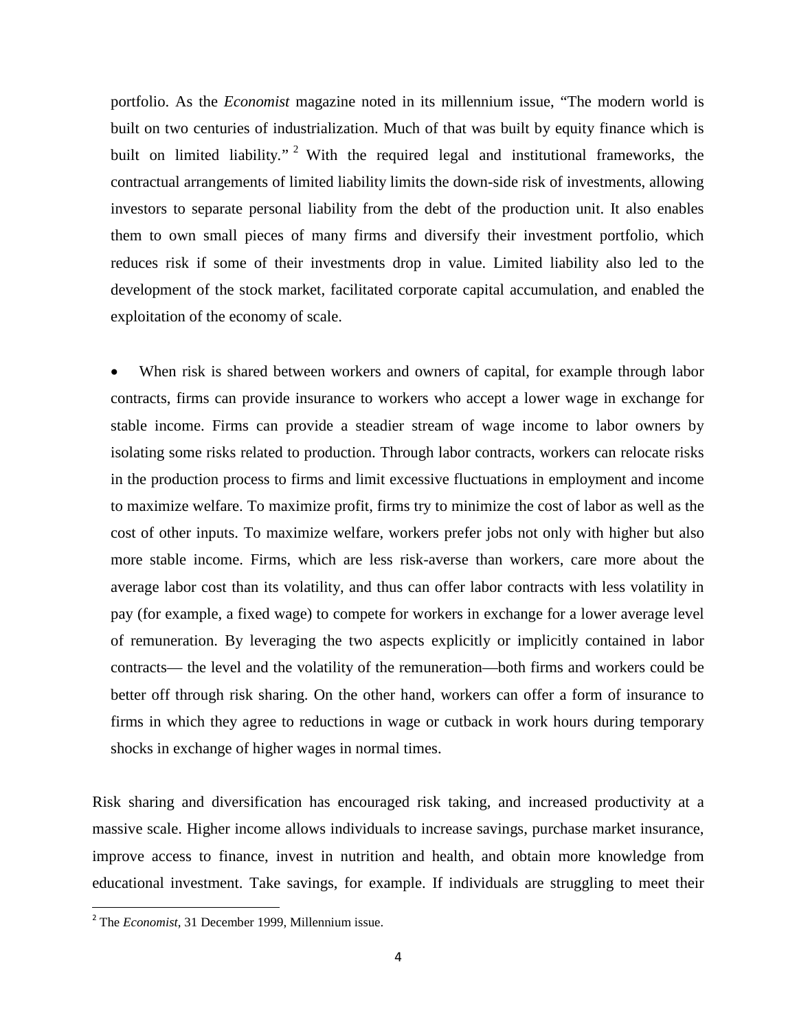portfolio. As the *Economist* magazine noted in its millennium issue, "The modern world is built on two centuries of industrialization. Much of that was built by equity finance which is built on limited liability." [2] With the required legal and institutional frameworks, the contractual arrangements of limited liability limits the down-side risk of investments, allowing investors to separate personal liability from the debt of the production unit. It also enables them to own small pieces of many firms and diversify their investment portfolio, which reduces risk if some of their investments drop in value. Limited liability also led to the development of the stock market, facilitated corporate capital accumulation, and enabled the exploitation of the economy of scale.

- When risk is shared between workers and owners of capital, for example through labor contracts, firms can provide insurance to workers who accept a lower wage in exchange for stable income. Firms can provide a steadier stream of wage income to labor owners by isolating some risks related to production. Through labor contracts, workers can relocate risks in the production process to firms and limit excessive fluctuations in employment and income to maximize welfare. To maximize profit, firms try to minimize the cost of labor as well as the cost of other inputs. To maximize welfare, workers prefer jobs not only with higher but also more stable income. Firms, which are less risk-averse than workers, care more about the average labor cost than its volatility, and thus can offer labor contracts with less volatility in pay (for example, a fixed wage) to compete for workers in exchange for a lower average level of remuneration. By leveraging the two aspects explicitly or implicitly contained in labor contracts— the level and the volatility of the remuneration—both firms and workers could be better off through risk sharing. On the other hand, workers can offer a form of insurance to firms in which they agree to reductions in wage or cutback in work hours during temporary shocks in exchange of higher wages in normal times.

Risk sharing and diversification has encouraged risk taking, and increased productivity at a massive scale. Higher income allows individuals to increase savings, purchase market insurance, improve access to finance, invest in nutrition and health, and obtain more knowledge from educational investment. Take savings, for example. If individuals are struggling to meet their

[2] The *Economist*, 31 December 1999, Millennium issue.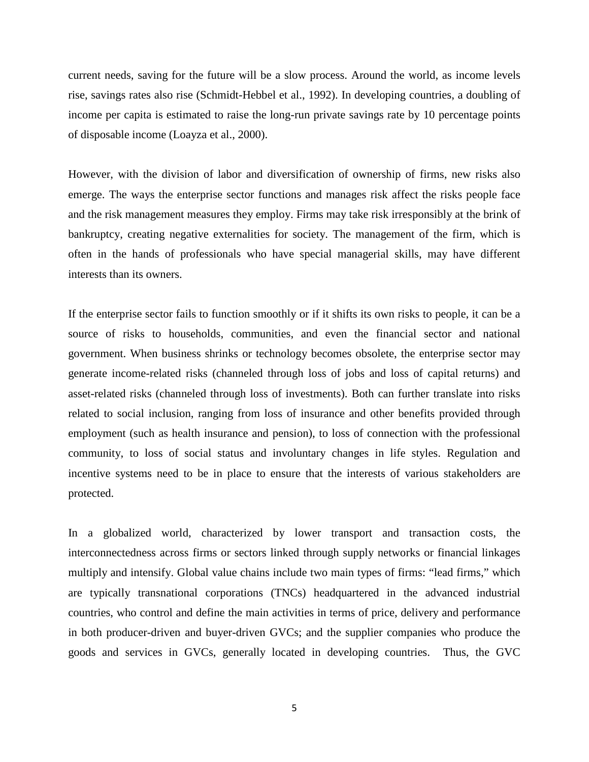current needs, saving for the future will be a slow process. Around the world, as income levels rise, savings rates also rise (Schmidt-Hebbel et al., 1992). In developing countries, a doubling of income per capita is estimated to raise the long-run private savings rate by 10 percentage points of disposable income (Loayza et al., 2000).

However, with the division of labor and diversification of ownership of firms, new risks also emerge. The ways the enterprise sector functions and manages risk affect the risks people face and the risk management measures they employ. Firms may take risk irresponsibly at the brink of bankruptcy, creating negative externalities for society. The management of the firm, which is often in the hands of professionals who have special managerial skills, may have different interests than its owners.

If the enterprise sector fails to function smoothly or if it shifts its own risks to people, it can be a source of risks to households, communities, and even the financial sector and national government. When business shrinks or technology becomes obsolete, the enterprise sector may generate income-related risks (channeled through loss of jobs and loss of capital returns) and asset-related risks (channeled through loss of investments). Both can further translate into risks related to social inclusion, ranging from loss of insurance and other benefits provided through employment (such as health insurance and pension), to loss of connection with the professional community, to loss of social status and involuntary changes in life styles. Regulation and incentive systems need to be in place to ensure that the interests of various stakeholders are protected.

In a globalized world, characterized by lower transport and transaction costs, the interconnectedness across firms or sectors linked through supply networks or financial linkages multiply and intensify. Global value chains include two main types of firms: "lead firms," which are typically transnational corporations (TNCs) headquartered in the advanced industrial countries, who control and define the main activities in terms of price, delivery and performance in both producer-driven and buyer-driven GVCs; and the supplier companies who produce the goods and services in GVCs, generally located in developing countries. Thus, the GVC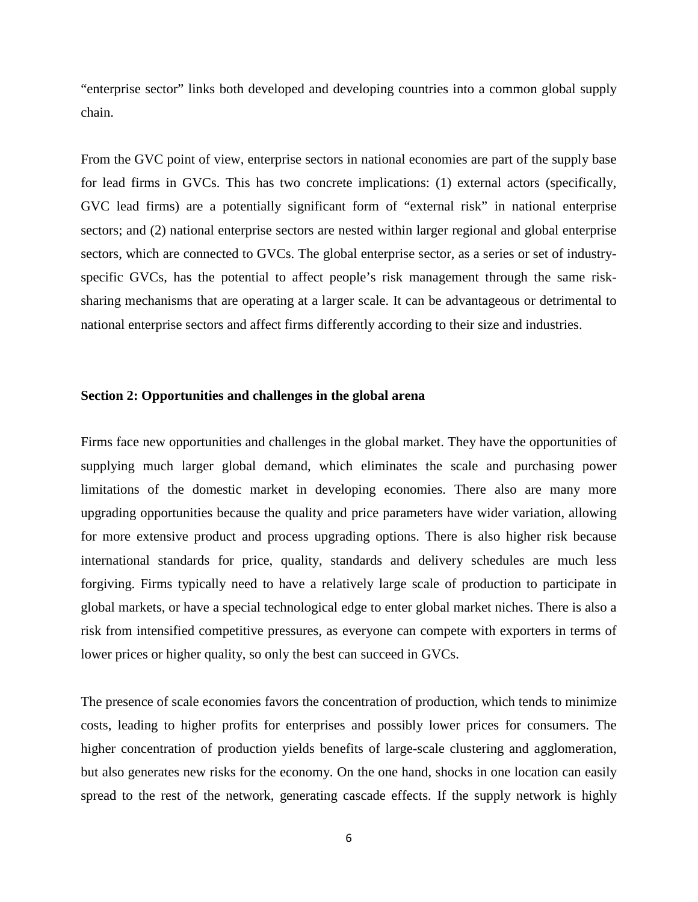"enterprise sector" links both developed and developing countries into a common global supply chain.

From the GVC point of view, enterprise sectors in national economies are part of the supply base for lead firms in GVCs. This has two concrete implications: (1) external actors (specifically, GVC lead firms) are a potentially significant form of "external risk" in national enterprise sectors; and (2) national enterprise sectors are nested within larger regional and global enterprise sectors, which are connected to GVCs. The global enterprise sector, as a series or set of industry-specific GVCs, has the potential to affect people's risk management through the same risk-sharing mechanisms that are operating at a larger scale. It can be advantageous or detrimental to national enterprise sectors and affect firms differently according to their size and industries.

## Section 2: Opportunities and challenges in the global arena

Firms face new opportunities and challenges in the global market. They have the opportunities of supplying much larger global demand, which eliminates the scale and purchasing power limitations of the domestic market in developing economies. There also are many more upgrading opportunities because the quality and price parameters have wider variation, allowing for more extensive product and process upgrading options. There is also higher risk because international standards for price, quality, standards and delivery schedules are much less forgiving. Firms typically need to have a relatively large scale of production to participate in global markets, or have a special technological edge to enter global market niches. There is also a risk from intensified competitive pressures, as everyone can compete with exporters in terms of lower prices or higher quality, so only the best can succeed in GVCs.

The presence of scale economies favors the concentration of production, which tends to minimize costs, leading to higher profits for enterprises and possibly lower prices for consumers. The higher concentration of production yields benefits of large-scale clustering and agglomeration, but also generates new risks for the economy. On the one hand, shocks in one location can easily spread to the rest of the network, generating cascade effects. If the supply network is highly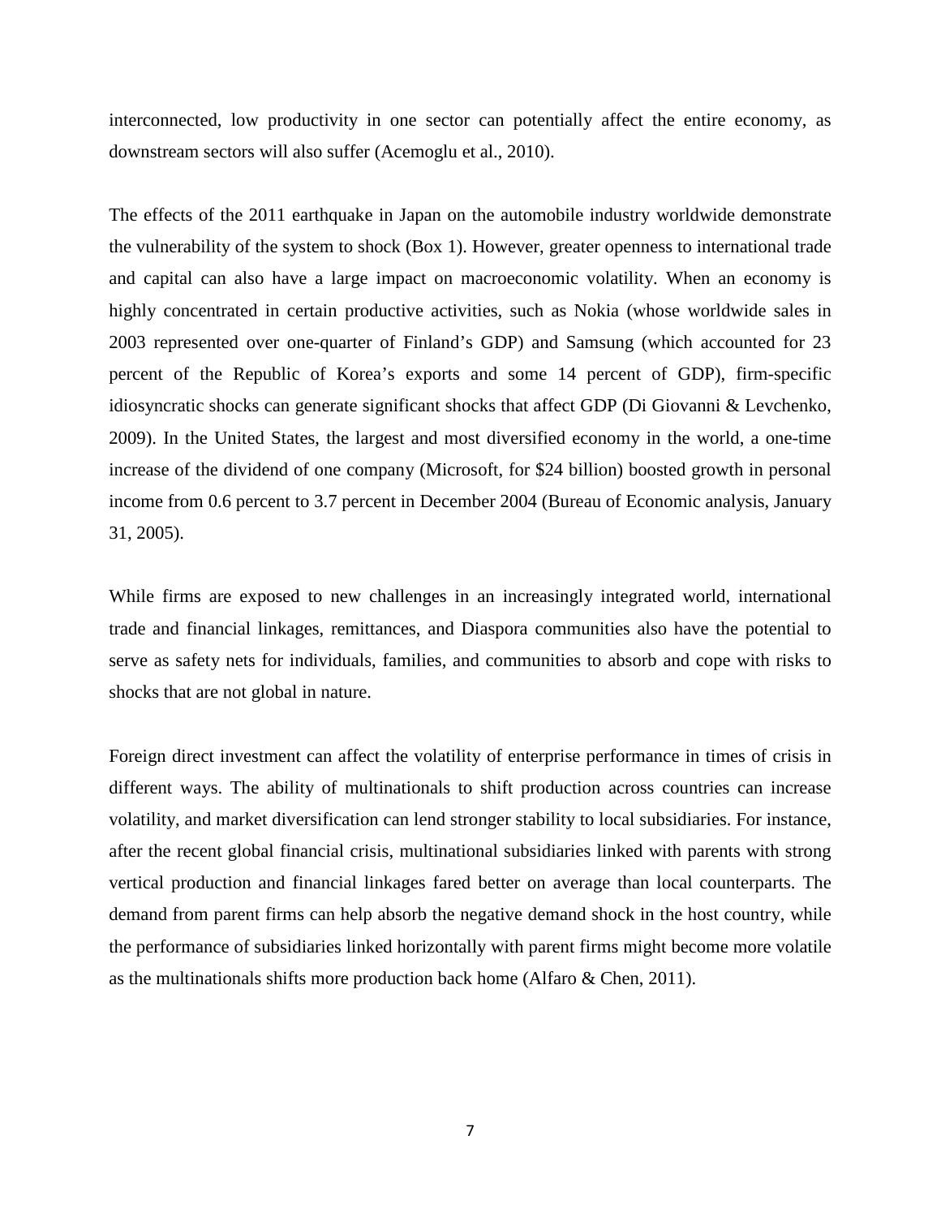interconnected, low productivity in one sector can potentially affect the entire economy, as downstream sectors will also suffer (Acemoglu et al., 2010).

The effects of the 2011 earthquake in Japan on the automobile industry worldwide demonstrate the vulnerability of the system to shock (Box 1). However, greater openness to international trade and capital can also have a large impact on macroeconomic volatility. When an economy is highly concentrated in certain productive activities, such as Nokia (whose worldwide sales in 2003 represented over one-quarter of Finland's GDP) and Samsung (which accounted for 23 percent of the Republic of Korea's exports and some 14 percent of GDP), firm-specific idiosyncratic shocks can generate significant shocks that affect GDP (Di Giovanni & Levchenko, 2009). In the United States, the largest and most diversified economy in the world, a one-time increase of the dividend of one company (Microsoft, for $24 billion) boosted growth in personal income from 0.6 percent to 3.7 percent in December 2004 (Bureau of Economic analysis, January 31, 2005).

While firms are exposed to new challenges in an increasingly integrated world, international trade and financial linkages, remittances, and Diaspora communities also have the potential to serve as safety nets for individuals, families, and communities to absorb and cope with risks to shocks that are not global in nature.

Foreign direct investment can affect the volatility of enterprise performance in times of crisis in different ways. The ability of multinationals to shift production across countries can increase volatility, and market diversification can lend stronger stability to local subsidiaries. For instance, after the recent global financial crisis, multinational subsidiaries linked with parents with strong vertical production and financial linkages fared better on average than local counterparts. The demand from parent firms can help absorb the negative demand shock in the host country, while the performance of subsidiaries linked horizontally with parent firms might become more volatile as the multinationals shifts more production back home (Alfaro & Chen, 2011).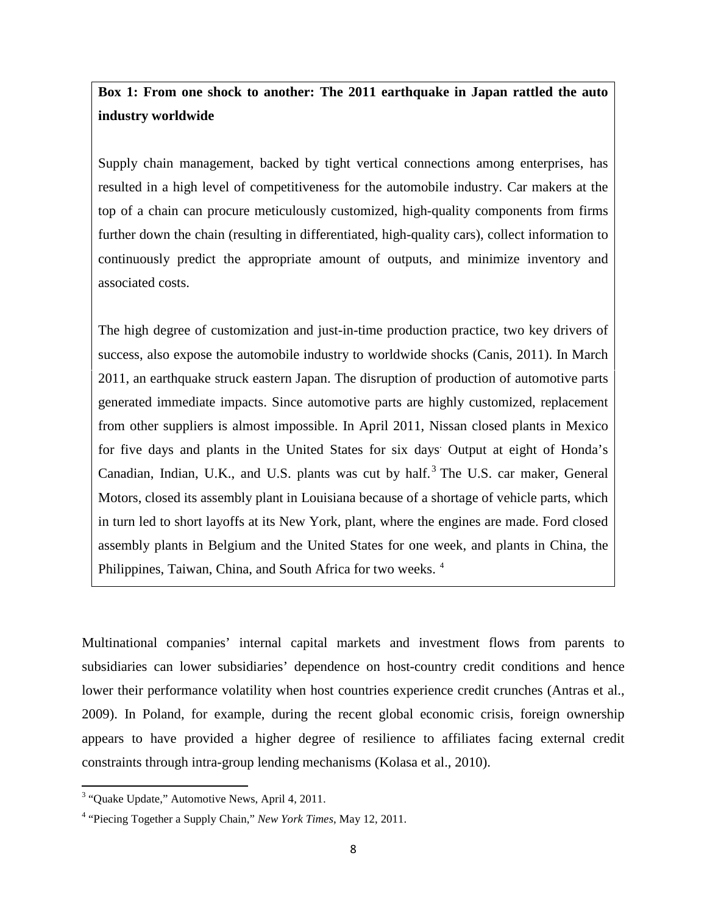**Box 1: From one shock to another: The 2011 earthquake in Japan rattled the auto industry worldwide**

Supply chain management, backed by tight vertical connections among enterprises, has resulted in a high level of competitiveness for the automobile industry. Car makers at the top of a chain can procure meticulously customized, high-quality components from firms further down the chain (resulting in differentiated, high-quality cars), collect information to continuously predict the appropriate amount of outputs, and minimize inventory and associated costs.

The high degree of customization and just-in-time production practice, two key drivers of success, also expose the automobile industry to worldwide shocks (Canis, 2011). In March 2011, an earthquake struck eastern Japan. The disruption of production of automotive parts generated immediate impacts. Since automotive parts are highly customized, replacement from other suppliers is almost impossible. In April 2011, Nissan closed plants in Mexico for five days and plants in the United States for six days. Output at eight of Honda's Canadian, Indian, U.K., and U.S. plants was cut by half.[3] The U.S. car maker, General Motors, closed its assembly plant in Louisiana because of a shortage of vehicle parts, which in turn led to short layoffs at its New York, plant, where the engines are made. Ford closed assembly plants in Belgium and the United States for one week, and plants in China, the Philippines, Taiwan, China, and South Africa for two weeks. [4]

Multinational companies' internal capital markets and investment flows from parents to subsidiaries can lower subsidiaries' dependence on host-country credit conditions and hence lower their performance volatility when host countries experience credit crunches (Antras et al., 2009). In Poland, for example, during the recent global economic crisis, foreign ownership appears to have provided a higher degree of resilience to affiliates facing external credit constraints through intra-group lending mechanisms (Kolasa et al., 2010).

[3] "Quake Update," Automotive News, April 4, 2011.

[4] "Piecing Together a Supply Chain," *New York Times*, May 12, 2011.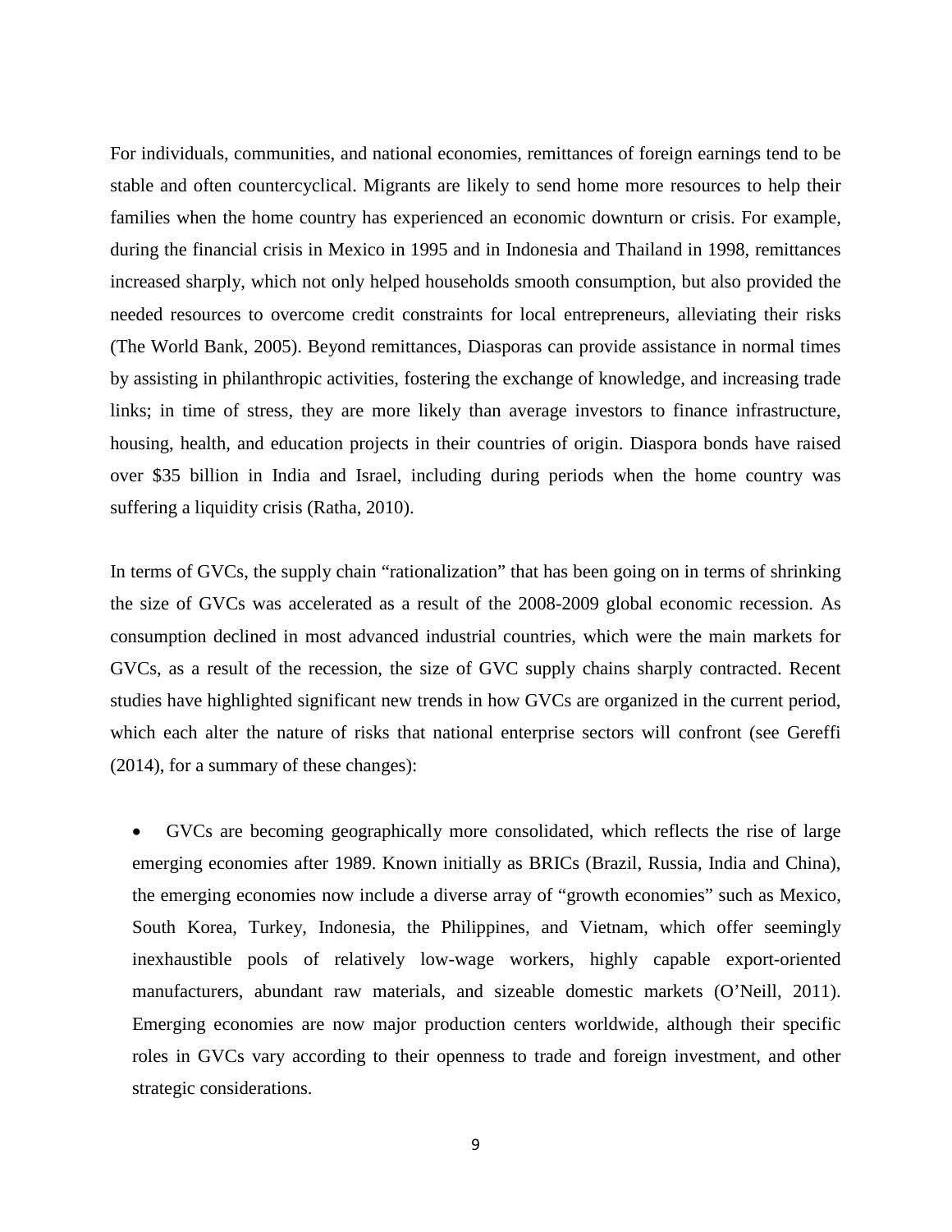For individuals, communities, and national economies, remittances of foreign earnings tend to be stable and often countercyclical. Migrants are likely to send home more resources to help their families when the home country has experienced an economic downturn or crisis. For example, during the financial crisis in Mexico in 1995 and in Indonesia and Thailand in 1998, remittances increased sharply, which not only helped households smooth consumption, but also provided the needed resources to overcome credit constraints for local entrepreneurs, alleviating their risks (The World Bank, 2005). Beyond remittances, Diasporas can provide assistance in normal times by assisting in philanthropic activities, fostering the exchange of knowledge, and increasing trade links; in time of stress, they are more likely than average investors to finance infrastructure, housing, health, and education projects in their countries of origin. Diaspora bonds have raised over $35 billion in India and Israel, including during periods when the home country was suffering a liquidity crisis (Ratha, 2010).

In terms of GVCs, the supply chain "rationalization" that has been going on in terms of shrinking the size of GVCs was accelerated as a result of the 2008-2009 global economic recession. As consumption declined in most advanced industrial countries, which were the main markets for GVCs, as a result of the recession, the size of GVC supply chains sharply contracted. Recent studies have highlighted significant new trends in how GVCs are organized in the current period, which each alter the nature of risks that national enterprise sectors will confront (see Gereffi (2014), for a summary of these changes):

- GVCs are becoming geographically more consolidated, which reflects the rise of large emerging economies after 1989. Known initially as BRICs (Brazil, Russia, India and China), the emerging economies now include a diverse array of "growth economies" such as Mexico, South Korea, Turkey, Indonesia, the Philippines, and Vietnam, which offer seemingly inexhaustible pools of relatively low-wage workers, highly capable export-oriented manufacturers, abundant raw materials, and sizeable domestic markets (O'Neill, 2011). Emerging economies are now major production centers worldwide, although their specific roles in GVCs vary according to their openness to trade and foreign investment, and other strategic considerations.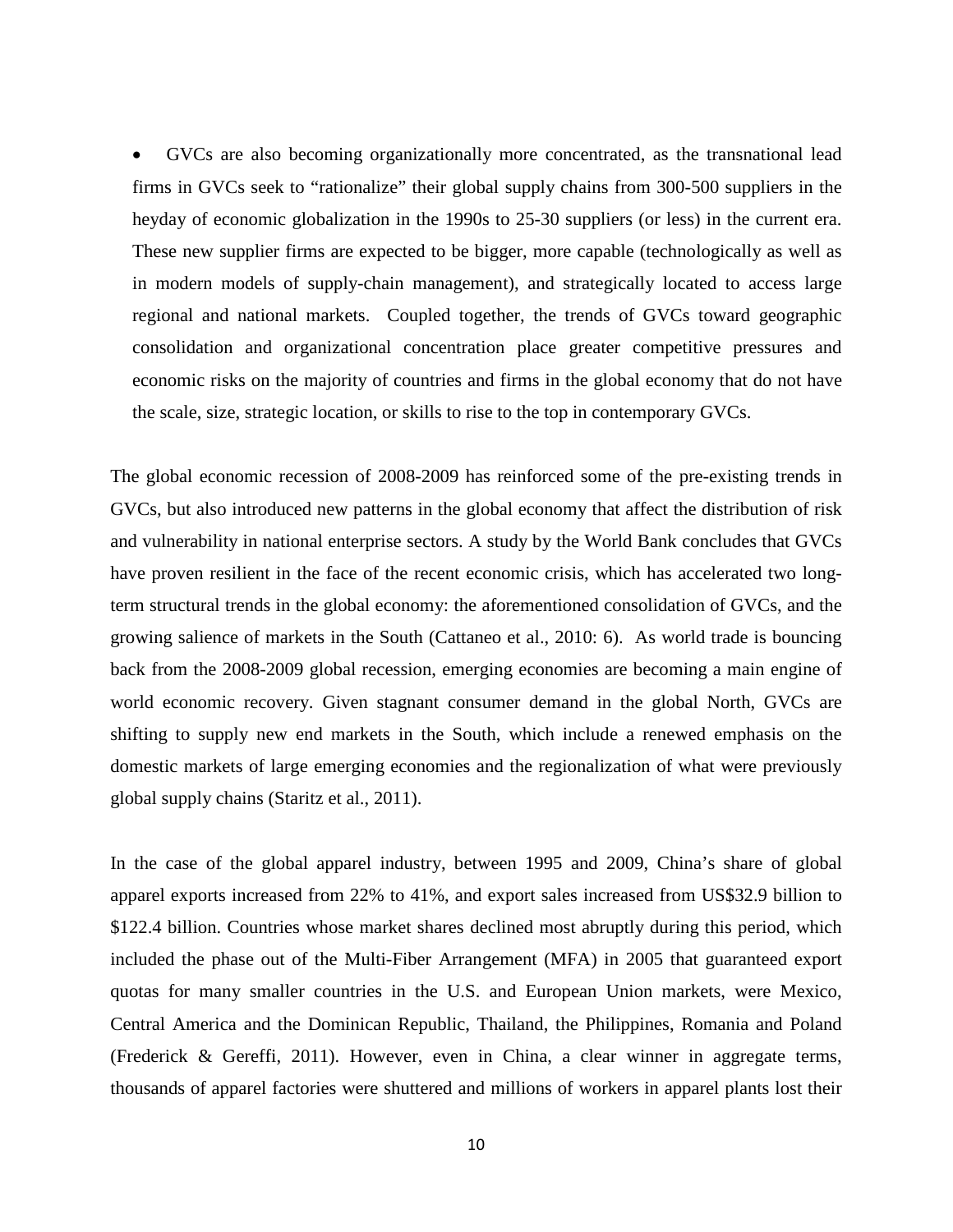- GVCs are also becoming organizationally more concentrated, as the transnational lead firms in GVCs seek to "rationalize" their global supply chains from 300-500 suppliers in the heyday of economic globalization in the 1990s to 25-30 suppliers (or less) in the current era. These new supplier firms are expected to be bigger, more capable (technologically as well as in modern models of supply-chain management), and strategically located to access large regional and national markets. Coupled together, the trends of GVCs toward geographic consolidation and organizational concentration place greater competitive pressures and economic risks on the majority of countries and firms in the global economy that do not have the scale, size, strategic location, or skills to rise to the top in contemporary GVCs.

The global economic recession of 2008-2009 has reinforced some of the pre-existing trends in GVCs, but also introduced new patterns in the global economy that affect the distribution of risk and vulnerability in national enterprise sectors. A study by the World Bank concludes that GVCs have proven resilient in the face of the recent economic crisis, which has accelerated two long-term structural trends in the global economy: the aforementioned consolidation of GVCs, and the growing salience of markets in the South (Cattaneo et al., 2010: 6). As world trade is bouncing back from the 2008-2009 global recession, emerging economies are becoming a main engine of world economic recovery. Given stagnant consumer demand in the global North, GVCs are shifting to supply new end markets in the South, which include a renewed emphasis on the domestic markets of large emerging economies and the regionalization of what were previously global supply chains (Staritz et al., 2011).

In the case of the global apparel industry, between 1995 and 2009, China's share of global apparel exports increased from 22% to 41%, and export sales increased from US$32.9 billion to $122.4 billion. Countries whose market shares declined most abruptly during this period, which included the phase out of the Multi-Fiber Arrangement (MFA) in 2005 that guaranteed export quotas for many smaller countries in the U.S. and European Union markets, were Mexico, Central America and the Dominican Republic, Thailand, the Philippines, Romania and Poland (Frederick & Gereffi, 2011). However, even in China, a clear winner in aggregate terms, thousands of apparel factories were shuttered and millions of workers in apparel plants lost their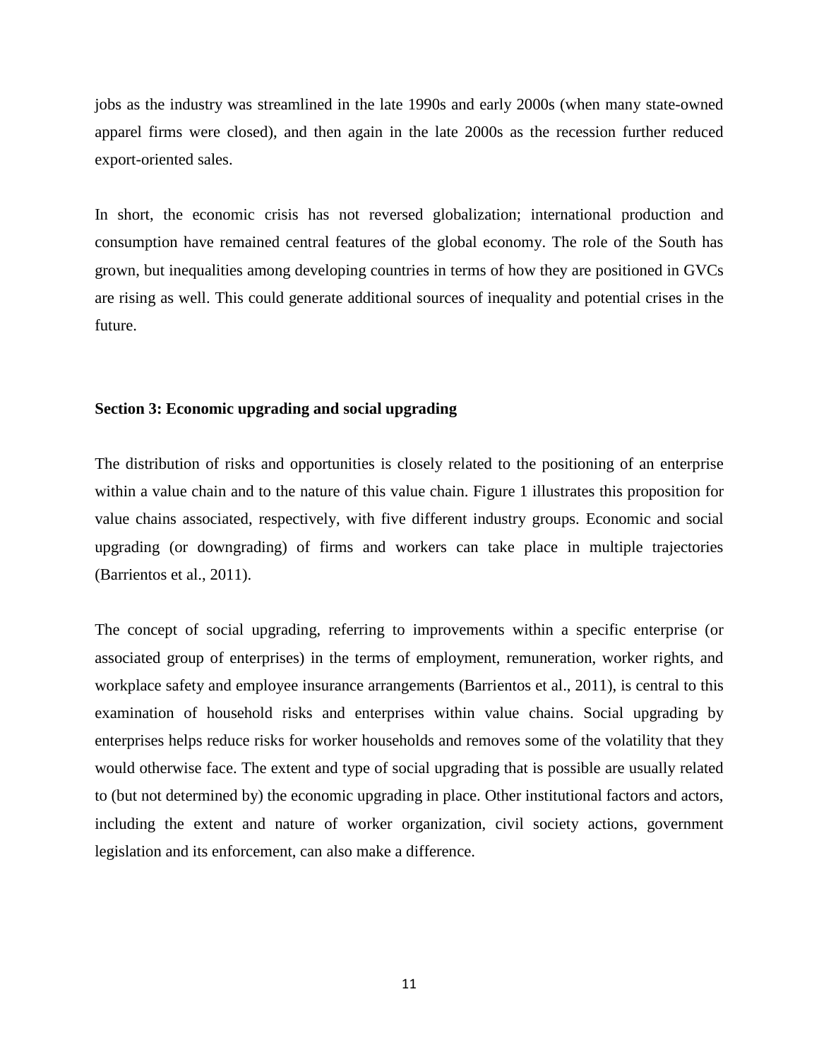jobs as the industry was streamlined in the late 1990s and early 2000s (when many state-owned apparel firms were closed), and then again in the late 2000s as the recession further reduced export-oriented sales.

In short, the economic crisis has not reversed globalization; international production and consumption have remained central features of the global economy. The role of the South has grown, but inequalities among developing countries in terms of how they are positioned in GVCs are rising as well. This could generate additional sources of inequality and potential crises in the future.

## Section 3: Economic upgrading and social upgrading

The distribution of risks and opportunities is closely related to the positioning of an enterprise within a value chain and to the nature of this value chain. Figure 1 illustrates this proposition for value chains associated, respectively, with five different industry groups. Economic and social upgrading (or downgrading) of firms and workers can take place in multiple trajectories (Barrientos et al., 2011).

The concept of social upgrading, referring to improvements within a specific enterprise (or associated group of enterprises) in the terms of employment, remuneration, worker rights, and workplace safety and employee insurance arrangements (Barrientos et al., 2011), is central to this examination of household risks and enterprises within value chains. Social upgrading by enterprises helps reduce risks for worker households and removes some of the volatility that they would otherwise face. The extent and type of social upgrading that is possible are usually related to (but not determined by) the economic upgrading in place. Other institutional factors and actors, including the extent and nature of worker organization, civil society actions, government legislation and its enforcement, can also make a difference.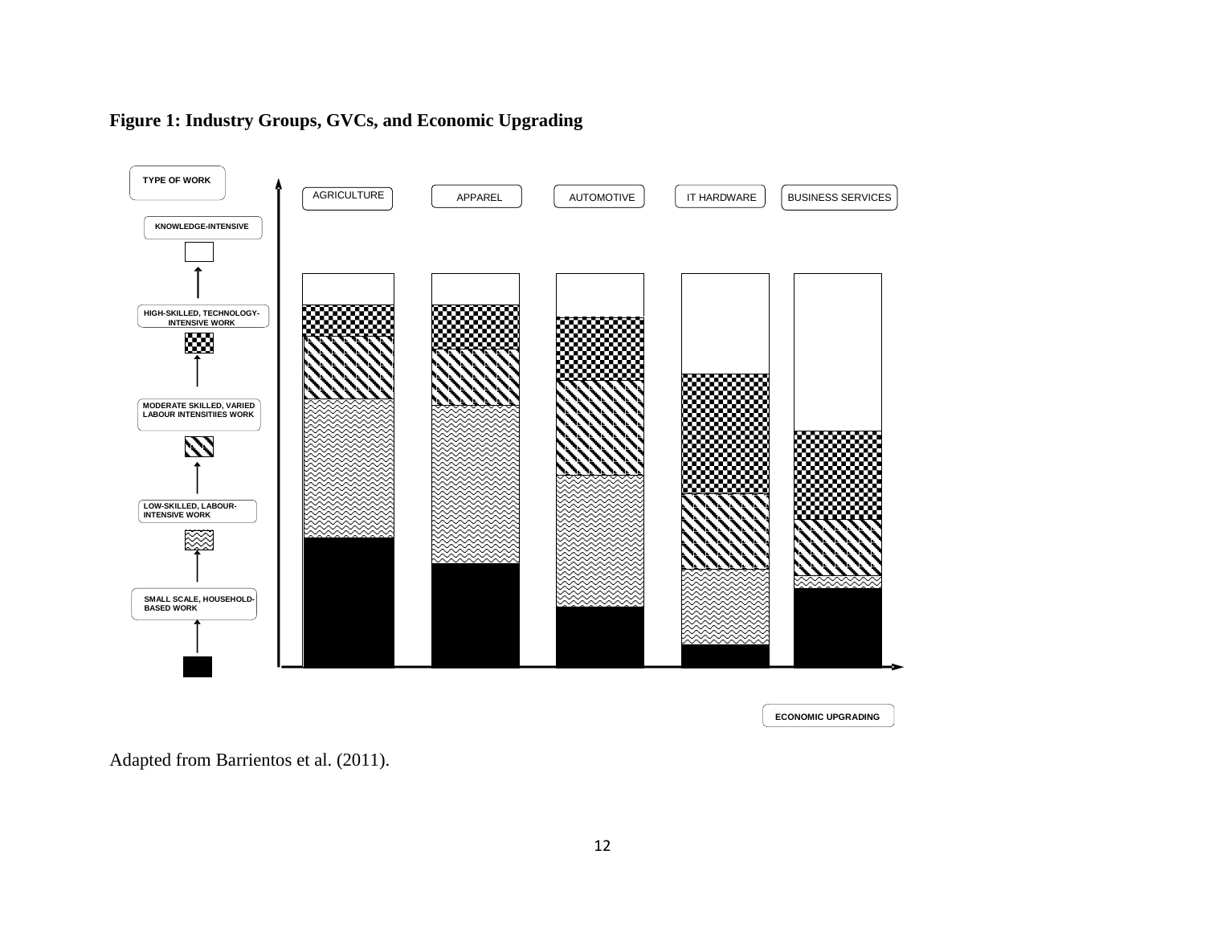**Figure 1: Industry Groups, GVCs, and Economic Upgrading**

Adapted from Barrientos et al. (2011).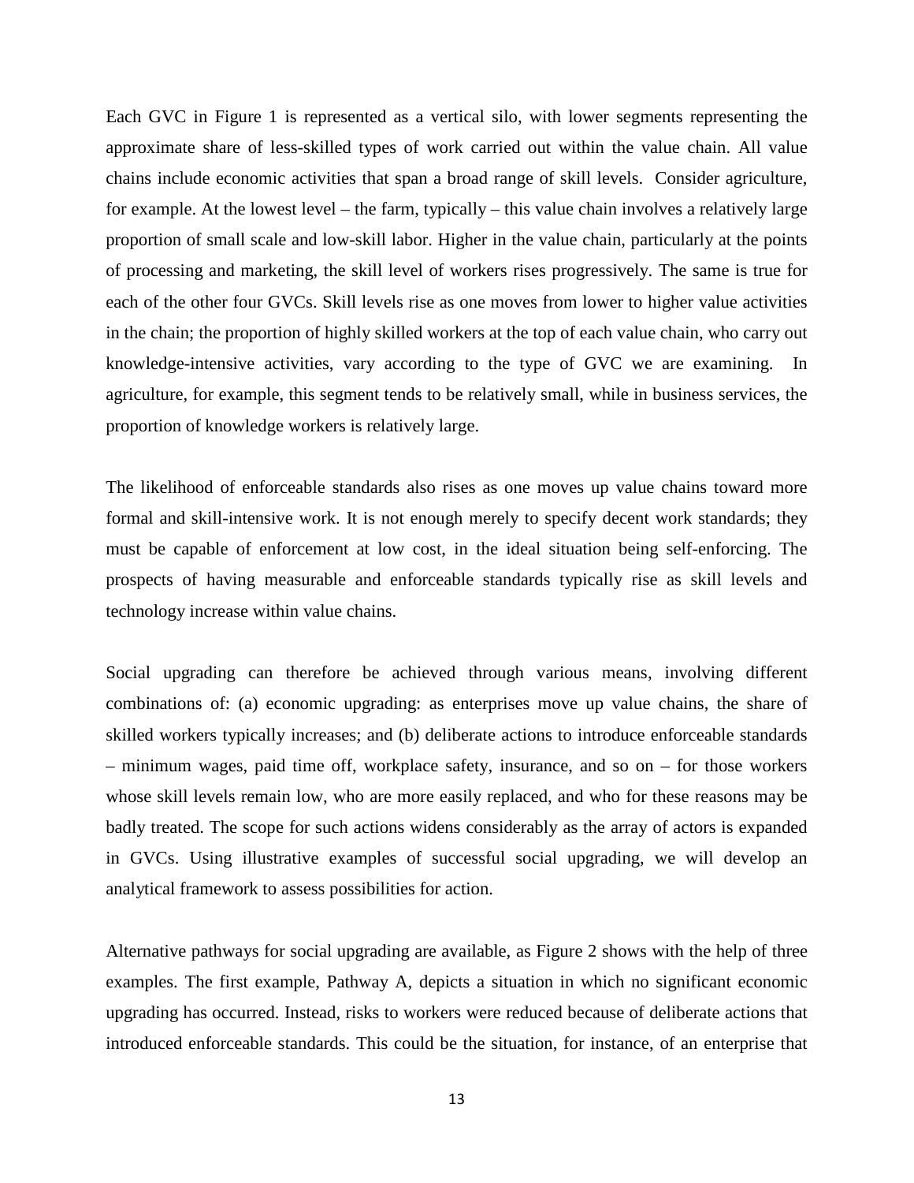Each GVC in Figure 1 is represented as a vertical silo, with lower segments representing the approximate share of less-skilled types of work carried out within the value chain. All value chains include economic activities that span a broad range of skill levels. Consider agriculture, for example. At the lowest level – the farm, typically – this value chain involves a relatively large proportion of small scale and low-skill labor. Higher in the value chain, particularly at the points of processing and marketing, the skill level of workers rises progressively. The same is true for each of the other four GVCs. Skill levels rise as one moves from lower to higher value activities in the chain; the proportion of highly skilled workers at the top of each value chain, who carry out knowledge-intensive activities, vary according to the type of GVC we are examining. In agriculture, for example, this segment tends to be relatively small, while in business services, the proportion of knowledge workers is relatively large.

The likelihood of enforceable standards also rises as one moves up value chains toward more formal and skill-intensive work. It is not enough merely to specify decent work standards; they must be capable of enforcement at low cost, in the ideal situation being self-enforcing. The prospects of having measurable and enforceable standards typically rise as skill levels and technology increase within value chains.

Social upgrading can therefore be achieved through various means, involving different combinations of: (a) economic upgrading: as enterprises move up value chains, the share of skilled workers typically increases; and (b) deliberate actions to introduce enforceable standards – minimum wages, paid time off, workplace safety, insurance, and so on – for those workers whose skill levels remain low, who are more easily replaced, and who for these reasons may be badly treated. The scope for such actions widens considerably as the array of actors is expanded in GVCs. Using illustrative examples of successful social upgrading, we will develop an analytical framework to assess possibilities for action.

Alternative pathways for social upgrading are available, as Figure 2 shows with the help of three examples. The first example, Pathway A, depicts a situation in which no significant economic upgrading has occurred. Instead, risks to workers were reduced because of deliberate actions that introduced enforceable standards. This could be the situation, for instance, of an enterprise that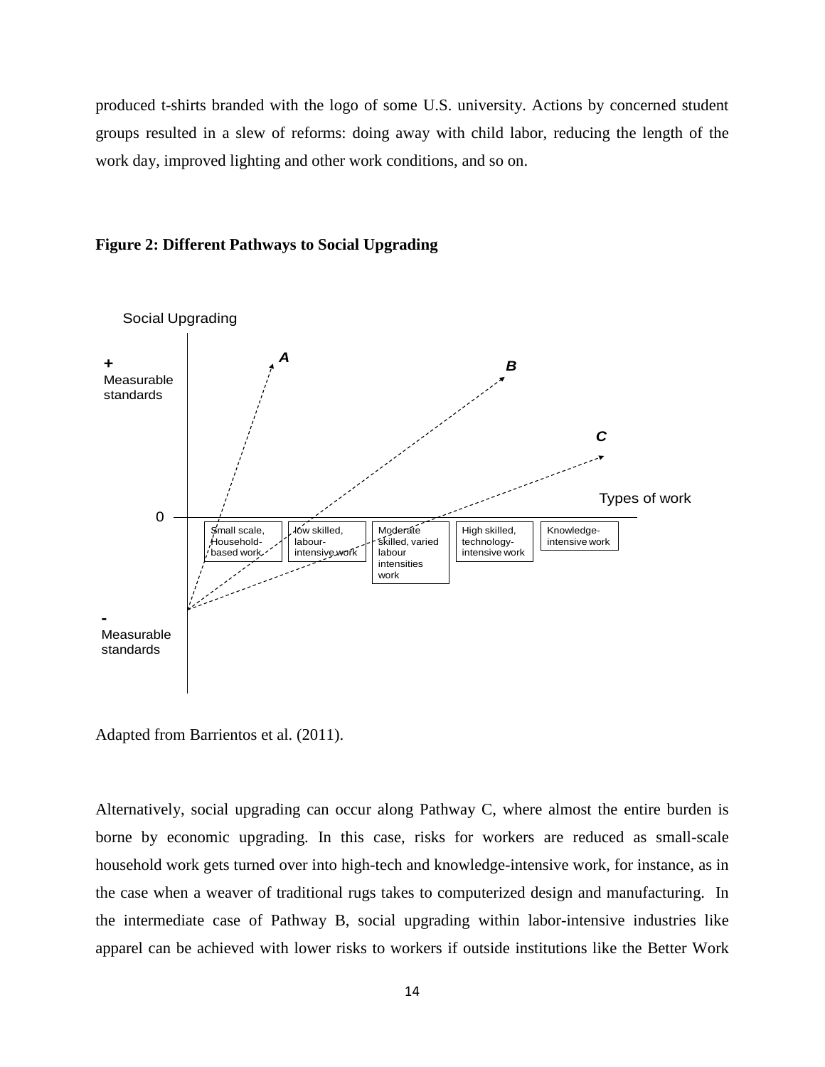produced t-shirts branded with the logo of some U.S. university. Actions by concerned student groups resulted in a slew of reforms: doing away with child labor, reducing the length of the work day, improved lighting and other work conditions, and so on.

**Figure 2: Different Pathways to Social Upgrading**

Social Upgrading

+ Measurable standards

0

- Measurable standards

Types of work

Small scale, Household-based work | low skilled, labour-intensive work | Moderate skilled, varied labour intensities work | High skilled, technology-intensive work | Knowledge-intensive work

A B C

Adapted from Barrientos et al. (2011).

Alternatively, social upgrading can occur along Pathway C, where almost the entire burden is borne by economic upgrading. In this case, risks for workers are reduced as small-scale household work gets turned over into high-tech and knowledge-intensive work, for instance, as in the case when a weaver of traditional rugs takes to computerized design and manufacturing. In the intermediate case of Pathway B, social upgrading within labor-intensive industries like apparel can be achieved with lower risks to workers if outside institutions like the Better Work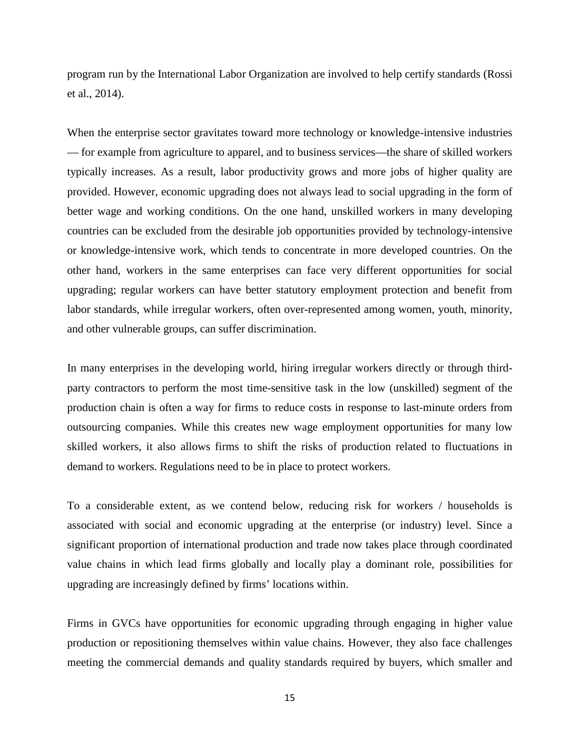program run by the International Labor Organization are involved to help certify standards (Rossi et al., 2014).

When the enterprise sector gravitates toward more technology or knowledge-intensive industries — for example from agriculture to apparel, and to business services—the share of skilled workers typically increases. As a result, labor productivity grows and more jobs of higher quality are provided. However, economic upgrading does not always lead to social upgrading in the form of better wage and working conditions. On the one hand, unskilled workers in many developing countries can be excluded from the desirable job opportunities provided by technology-intensive or knowledge-intensive work, which tends to concentrate in more developed countries. On the other hand, workers in the same enterprises can face very different opportunities for social upgrading; regular workers can have better statutory employment protection and benefit from labor standards, while irregular workers, often over-represented among women, youth, minority, and other vulnerable groups, can suffer discrimination.

In many enterprises in the developing world, hiring irregular workers directly or through third-party contractors to perform the most time-sensitive task in the low (unskilled) segment of the production chain is often a way for firms to reduce costs in response to last-minute orders from outsourcing companies. While this creates new wage employment opportunities for many low skilled workers, it also allows firms to shift the risks of production related to fluctuations in demand to workers. Regulations need to be in place to protect workers.

To a considerable extent, as we contend below, reducing risk for workers / households is associated with social and economic upgrading at the enterprise (or industry) level. Since a significant proportion of international production and trade now takes place through coordinated value chains in which lead firms globally and locally play a dominant role, possibilities for upgrading are increasingly defined by firms' locations within.

Firms in GVCs have opportunities for economic upgrading through engaging in higher value production or repositioning themselves within value chains. However, they also face challenges meeting the commercial demands and quality standards required by buyers, which smaller and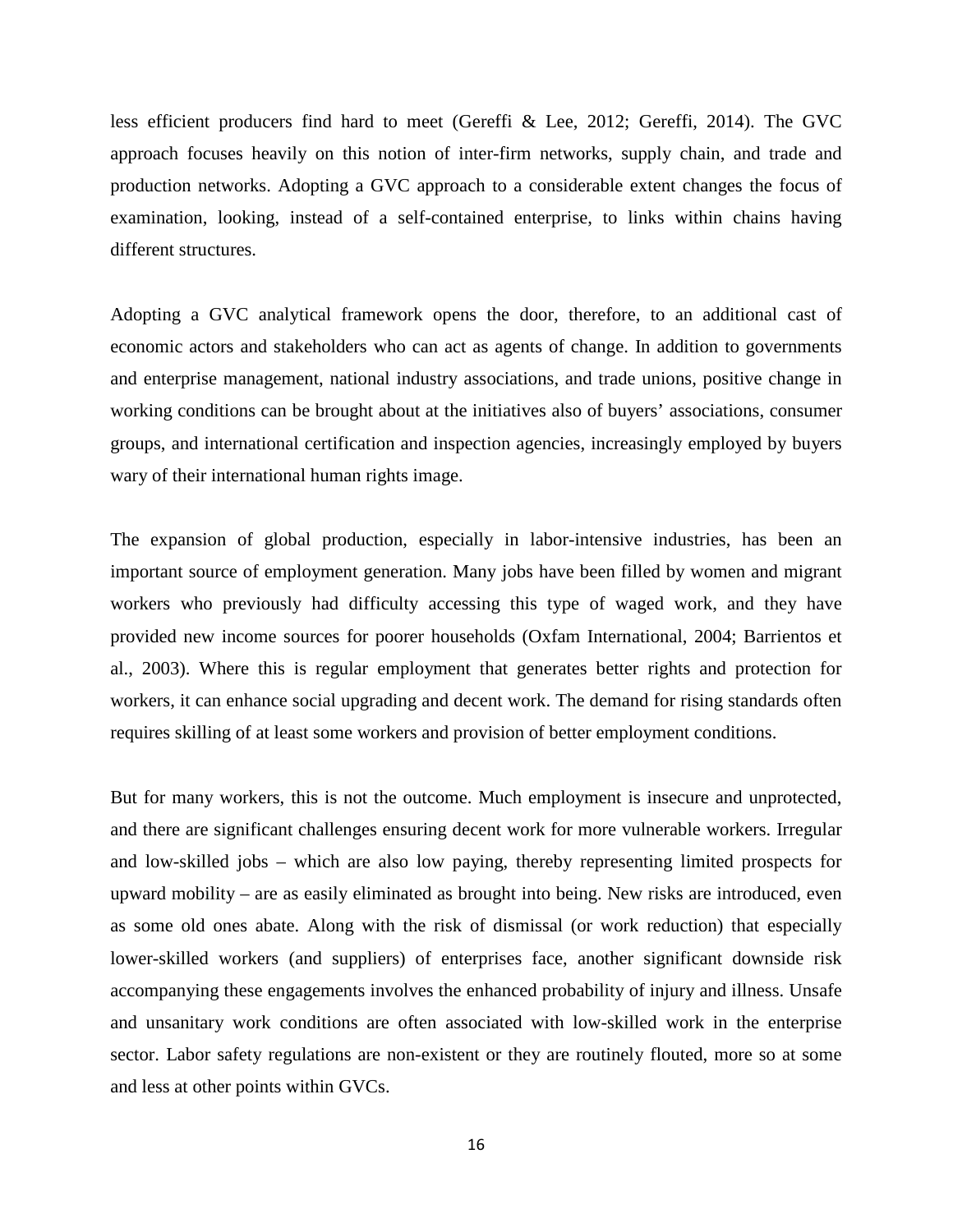less efficient producers find hard to meet (Gereffi & Lee, 2012; Gereffi, 2014). The GVC approach focuses heavily on this notion of inter-firm networks, supply chain, and trade and production networks. Adopting a GVC approach to a considerable extent changes the focus of examination, looking, instead of a self-contained enterprise, to links within chains having different structures.

Adopting a GVC analytical framework opens the door, therefore, to an additional cast of economic actors and stakeholders who can act as agents of change. In addition to governments and enterprise management, national industry associations, and trade unions, positive change in working conditions can be brought about at the initiatives also of buyers' associations, consumer groups, and international certification and inspection agencies, increasingly employed by buyers wary of their international human rights image.

The expansion of global production, especially in labor-intensive industries, has been an important source of employment generation. Many jobs have been filled by women and migrant workers who previously had difficulty accessing this type of waged work, and they have provided new income sources for poorer households (Oxfam International, 2004; Barrientos et al., 2003). Where this is regular employment that generates better rights and protection for workers, it can enhance social upgrading and decent work. The demand for rising standards often requires skilling of at least some workers and provision of better employment conditions.

But for many workers, this is not the outcome. Much employment is insecure and unprotected, and there are significant challenges ensuring decent work for more vulnerable workers. Irregular and low-skilled jobs – which are also low paying, thereby representing limited prospects for upward mobility – are as easily eliminated as brought into being. New risks are introduced, even as some old ones abate. Along with the risk of dismissal (or work reduction) that especially lower-skilled workers (and suppliers) of enterprises face, another significant downside risk accompanying these engagements involves the enhanced probability of injury and illness. Unsafe and unsanitary work conditions are often associated with low-skilled work in the enterprise sector. Labor safety regulations are non-existent or they are routinely flouted, more so at some and less at other points within GVCs.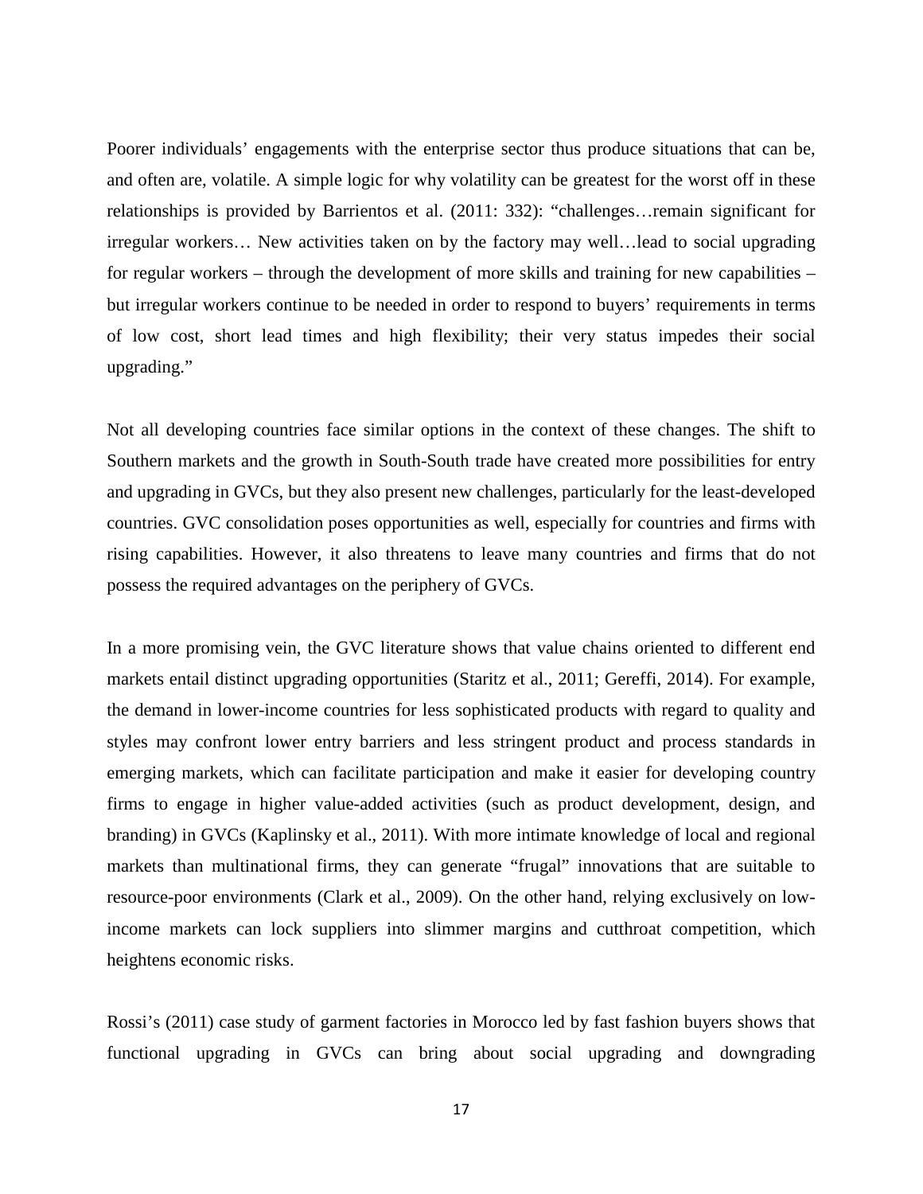Poorer individuals' engagements with the enterprise sector thus produce situations that can be, and often are, volatile. A simple logic for why volatility can be greatest for the worst off in these relationships is provided by Barrientos et al. (2011: 332): "challenges…remain significant for irregular workers… New activities taken on by the factory may well…lead to social upgrading for regular workers – through the development of more skills and training for new capabilities – but irregular workers continue to be needed in order to respond to buyers' requirements in terms of low cost, short lead times and high flexibility; their very status impedes their social upgrading."

Not all developing countries face similar options in the context of these changes. The shift to Southern markets and the growth in South-South trade have created more possibilities for entry and upgrading in GVCs, but they also present new challenges, particularly for the least-developed countries. GVC consolidation poses opportunities as well, especially for countries and firms with rising capabilities. However, it also threatens to leave many countries and firms that do not possess the required advantages on the periphery of GVCs.

In a more promising vein, the GVC literature shows that value chains oriented to different end markets entail distinct upgrading opportunities (Staritz et al., 2011; Gereffi, 2014). For example, the demand in lower-income countries for less sophisticated products with regard to quality and styles may confront lower entry barriers and less stringent product and process standards in emerging markets, which can facilitate participation and make it easier for developing country firms to engage in higher value-added activities (such as product development, design, and branding) in GVCs (Kaplinsky et al., 2011). With more intimate knowledge of local and regional markets than multinational firms, they can generate "frugal" innovations that are suitable to resource-poor environments (Clark et al., 2009). On the other hand, relying exclusively on low-income markets can lock suppliers into slimmer margins and cutthroat competition, which heightens economic risks.

Rossi's (2011) case study of garment factories in Morocco led by fast fashion buyers shows that functional upgrading in GVCs can bring about social upgrading and downgrading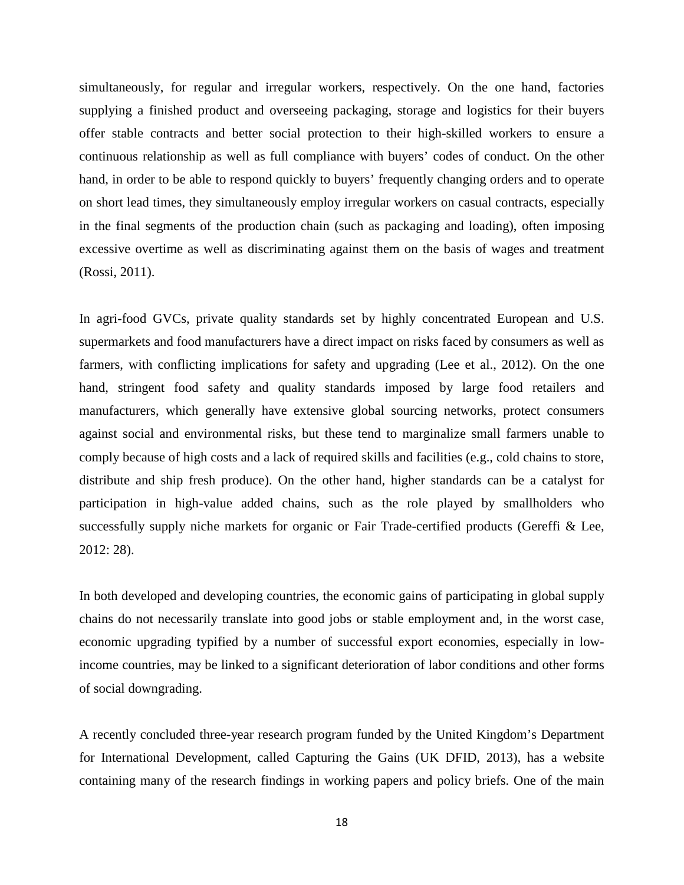simultaneously, for regular and irregular workers, respectively. On the one hand, factories supplying a finished product and overseeing packaging, storage and logistics for their buyers offer stable contracts and better social protection to their high-skilled workers to ensure a continuous relationship as well as full compliance with buyers' codes of conduct. On the other hand, in order to be able to respond quickly to buyers' frequently changing orders and to operate on short lead times, they simultaneously employ irregular workers on casual contracts, especially in the final segments of the production chain (such as packaging and loading), often imposing excessive overtime as well as discriminating against them on the basis of wages and treatment (Rossi, 2011).

In agri-food GVCs, private quality standards set by highly concentrated European and U.S. supermarkets and food manufacturers have a direct impact on risks faced by consumers as well as farmers, with conflicting implications for safety and upgrading (Lee et al., 2012). On the one hand, stringent food safety and quality standards imposed by large food retailers and manufacturers, which generally have extensive global sourcing networks, protect consumers against social and environmental risks, but these tend to marginalize small farmers unable to comply because of high costs and a lack of required skills and facilities (e.g., cold chains to store, distribute and ship fresh produce). On the other hand, higher standards can be a catalyst for participation in high-value added chains, such as the role played by smallholders who successfully supply niche markets for organic or Fair Trade-certified products (Gereffi & Lee, 2012: 28).

In both developed and developing countries, the economic gains of participating in global supply chains do not necessarily translate into good jobs or stable employment and, in the worst case, economic upgrading typified by a number of successful export economies, especially in low-income countries, may be linked to a significant deterioration of labor conditions and other forms of social downgrading.

A recently concluded three-year research program funded by the United Kingdom's Department for International Development, called Capturing the Gains (UK DFID, 2013), has a website containing many of the research findings in working papers and policy briefs. One of the main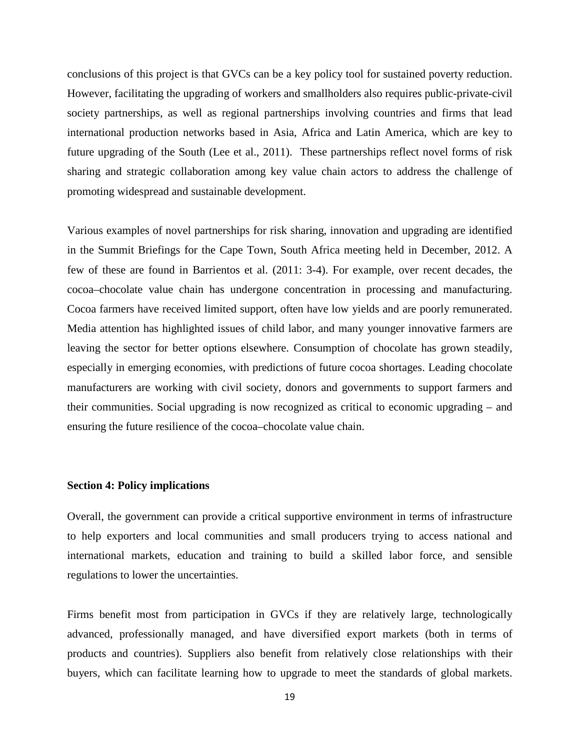conclusions of this project is that GVCs can be a key policy tool for sustained poverty reduction. However, facilitating the upgrading of workers and smallholders also requires public-private-civil society partnerships, as well as regional partnerships involving countries and firms that lead international production networks based in Asia, Africa and Latin America, which are key to future upgrading of the South (Lee et al., 2011). These partnerships reflect novel forms of risk sharing and strategic collaboration among key value chain actors to address the challenge of promoting widespread and sustainable development.

Various examples of novel partnerships for risk sharing, innovation and upgrading are identified in the Summit Briefings for the Cape Town, South Africa meeting held in December, 2012. A few of these are found in Barrientos et al. (2011: 3-4). For example, over recent decades, the cocoa–chocolate value chain has undergone concentration in processing and manufacturing. Cocoa farmers have received limited support, often have low yields and are poorly remunerated. Media attention has highlighted issues of child labor, and many younger innovative farmers are leaving the sector for better options elsewhere. Consumption of chocolate has grown steadily, especially in emerging economies, with predictions of future cocoa shortages. Leading chocolate manufacturers are working with civil society, donors and governments to support farmers and their communities. Social upgrading is now recognized as critical to economic upgrading – and ensuring the future resilience of the cocoa–chocolate value chain.

**Section 4: Policy implications**

Overall, the government can provide a critical supportive environment in terms of infrastructure to help exporters and local communities and small producers trying to access national and international markets, education and training to build a skilled labor force, and sensible regulations to lower the uncertainties.

Firms benefit most from participation in GVCs if they are relatively large, technologically advanced, professionally managed, and have diversified export markets (both in terms of products and countries). Suppliers also benefit from relatively close relationships with their buyers, which can facilitate learning how to upgrade to meet the standards of global markets.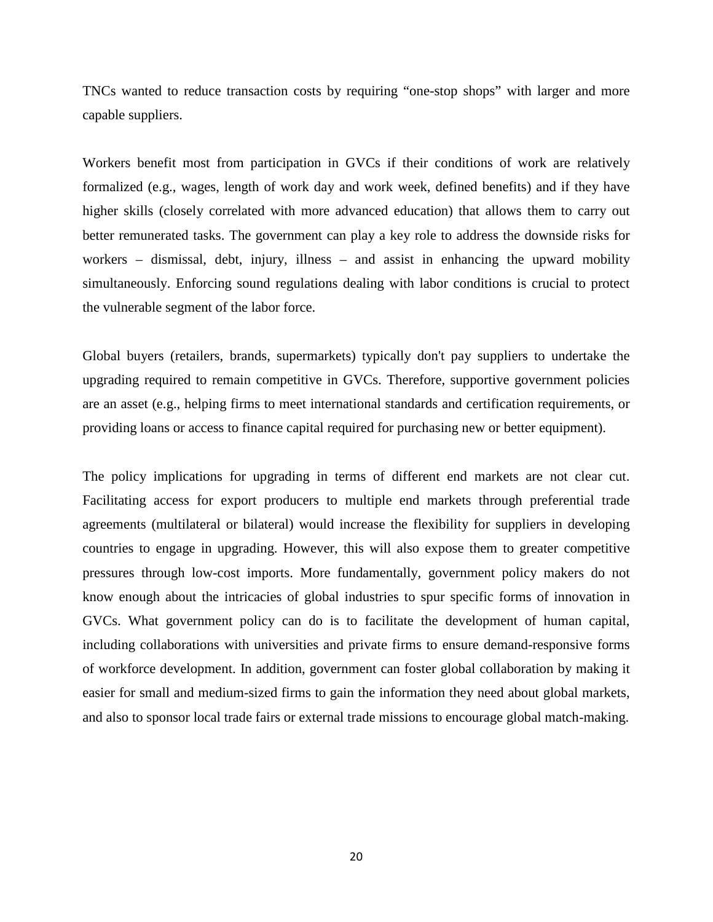TNCs wanted to reduce transaction costs by requiring "one-stop shops" with larger and more capable suppliers.

Workers benefit most from participation in GVCs if their conditions of work are relatively formalized (e.g., wages, length of work day and work week, defined benefits) and if they have higher skills (closely correlated with more advanced education) that allows them to carry out better remunerated tasks. The government can play a key role to address the downside risks for workers – dismissal, debt, injury, illness – and assist in enhancing the upward mobility simultaneously. Enforcing sound regulations dealing with labor conditions is crucial to protect the vulnerable segment of the labor force.

Global buyers (retailers, brands, supermarkets) typically don't pay suppliers to undertake the upgrading required to remain competitive in GVCs. Therefore, supportive government policies are an asset (e.g., helping firms to meet international standards and certification requirements, or providing loans or access to finance capital required for purchasing new or better equipment).

The policy implications for upgrading in terms of different end markets are not clear cut. Facilitating access for export producers to multiple end markets through preferential trade agreements (multilateral or bilateral) would increase the flexibility for suppliers in developing countries to engage in upgrading. However, this will also expose them to greater competitive pressures through low-cost imports. More fundamentally, government policy makers do not know enough about the intricacies of global industries to spur specific forms of innovation in GVCs. What government policy can do is to facilitate the development of human capital, including collaborations with universities and private firms to ensure demand-responsive forms of workforce development. In addition, government can foster global collaboration by making it easier for small and medium-sized firms to gain the information they need about global markets, and also to sponsor local trade fairs or external trade missions to encourage global match-making.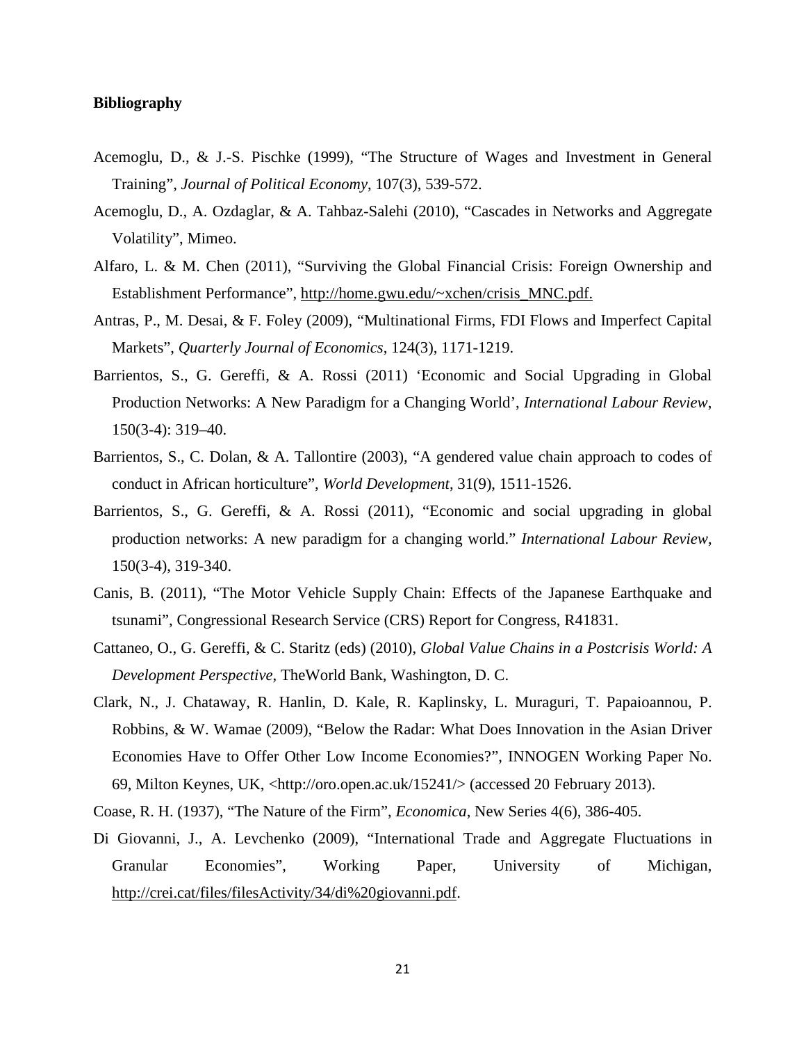**Bibliography**

Acemoglu, D., & J.-S. Pischke (1999), "The Structure of Wages and Investment in General Training", *Journal of Political Economy*, 107(3), 539-572.

Acemoglu, D., A. Ozdaglar, & A. Tahbaz-Salehi (2010), "Cascades in Networks and Aggregate Volatility", Mimeo.

Alfaro, L. & M. Chen (2011), "Surviving the Global Financial Crisis: Foreign Ownership and Establishment Performance", http://home.gwu.edu/~xchen/crisis_MNC.pdf.

Antras, P., M. Desai, & F. Foley (2009), "Multinational Firms, FDI Flows and Imperfect Capital Markets", *Quarterly Journal of Economics*, 124(3), 1171-1219.

Barrientos, S., G. Gereffi, & A. Rossi (2011) 'Economic and Social Upgrading in Global Production Networks: A New Paradigm for a Changing World', *International Labour Review*, 150(3-4): 319–40.

Barrientos, S., C. Dolan, & A. Tallontire (2003), "A gendered value chain approach to codes of conduct in African horticulture", *World Development*, 31(9), 1511-1526.

Barrientos, S., G. Gereffi, & A. Rossi (2011), "Economic and social upgrading in global production networks: A new paradigm for a changing world." *International Labour Review*, 150(3-4), 319-340.

Canis, B. (2011), "The Motor Vehicle Supply Chain: Effects of the Japanese Earthquake and tsunami", Congressional Research Service (CRS) Report for Congress, R41831.

Cattaneo, O., G. Gereffi, & C. Staritz (eds) (2010), *Global Value Chains in a Postcrisis World: A Development Perspective*, TheWorld Bank, Washington, D. C.

Clark, N., J. Chataway, R. Hanlin, D. Kale, R. Kaplinsky, L. Muraguri, T. Papaioannou, P. Robbins, & W. Wamae (2009), "Below the Radar: What Does Innovation in the Asian Driver Economies Have to Offer Other Low Income Economies?", INNOGEN Working Paper No. 69, Milton Keynes, UK, <http://oro.open.ac.uk/15241/> (accessed 20 February 2013).

Coase, R. H. (1937), "The Nature of the Firm", *Economica*, New Series 4(6), 386-405.

Di Giovanni, J., A. Levchenko (2009), "International Trade and Aggregate Fluctuations in Granular Economies", Working Paper, University of Michigan, http://crei.cat/files/filesActivity/34/di%20giovanni.pdf.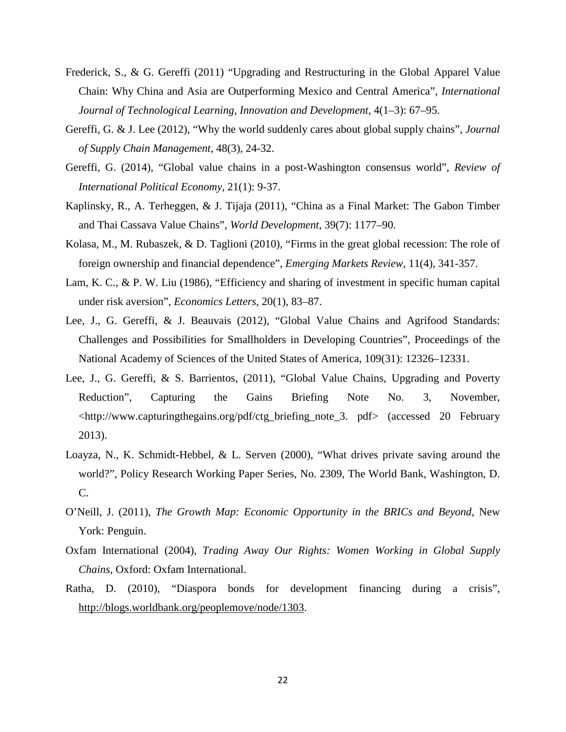Frederick, S., & G. Gereffi (2011) "Upgrading and Restructuring in the Global Apparel Value Chain: Why China and Asia are Outperforming Mexico and Central America", *International Journal of Technological Learning, Innovation and Development*, 4(1–3): 67–95.

Gereffi, G. & J. Lee (2012), "Why the world suddenly cares about global supply chains", *Journal of Supply Chain Management*, 48(3), 24-32.

Gereffi, G. (2014), "Global value chains in a post-Washington consensus world", *Review of International Political Economy*, 21(1): 9-37.

Kaplinsky, R., A. Terheggen, & J. Tijaja (2011), "China as a Final Market: The Gabon Timber and Thai Cassava Value Chains", *World Development*, 39(7): 1177–90.

Kolasa, M., M. Rubaszek, & D. Taglioni (2010), "Firms in the great global recession: The role of foreign ownership and financial dependence", *Emerging Markets Review*, 11(4), 341-357.

Lam, K. C., & P. W. Liu (1986), "Efficiency and sharing of investment in specific human capital under risk aversion", *Economics Letters*, 20(1), 83–87.

Lee, J., G. Gereffi, & J. Beauvais (2012), "Global Value Chains and Agrifood Standards: Challenges and Possibilities for Smallholders in Developing Countries", Proceedings of the National Academy of Sciences of the United States of America, 109(31): 12326–12331.

Lee, J., G. Gereffi, & S. Barrientos, (2011), "Global Value Chains, Upgrading and Poverty Reduction", Capturing the Gains Briefing Note No. 3, November, <http://www.capturingthegains.org/pdf/ctg_briefing_note_3. pdf> (accessed 20 February 2013).

Loayza, N., K. Schmidt-Hebbel, & L. Serven (2000), "What drives private saving around the world?", Policy Research Working Paper Series, No. 2309, The World Bank, Washington, D. C.

O'Neill, J. (2011), *The Growth Map: Economic Opportunity in the BRICs and Beyond*, New York: Penguin.

Oxfam International (2004), *Trading Away Our Rights: Women Working in Global Supply Chains*, Oxford: Oxfam International.

Ratha, D. (2010), "Diaspora bonds for development financing during a crisis", http://blogs.worldbank.org/peoplemove/node/1303.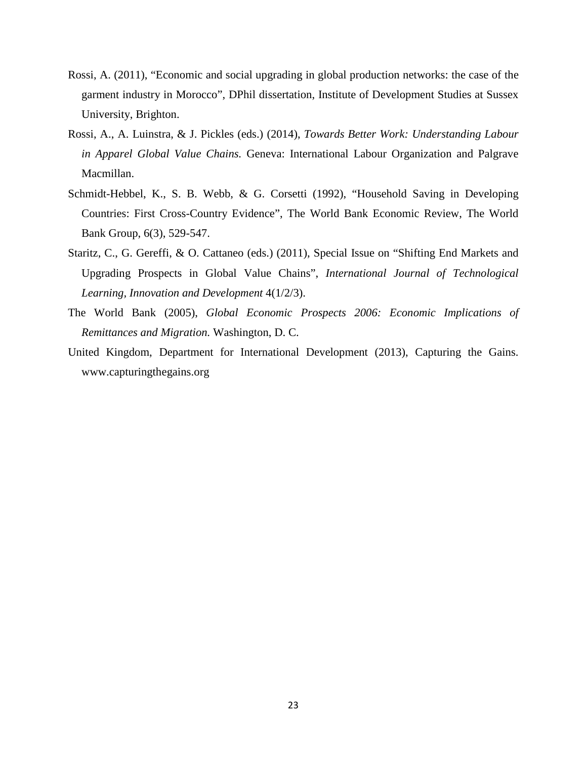Rossi, A. (2011), "Economic and social upgrading in global production networks: the case of the garment industry in Morocco", DPhil dissertation, Institute of Development Studies at Sussex University, Brighton.

Rossi, A., A. Luinstra, & J. Pickles (eds.) (2014), *Towards Better Work: Understanding Labour in Apparel Global Value Chains.* Geneva: International Labour Organization and Palgrave Macmillan.

Schmidt-Hebbel, K., S. B. Webb, & G. Corsetti (1992), "Household Saving in Developing Countries: First Cross-Country Evidence", The World Bank Economic Review, The World Bank Group, 6(3), 529-547.

Staritz, C., G. Gereffi, & O. Cattaneo (eds.) (2011), Special Issue on "Shifting End Markets and Upgrading Prospects in Global Value Chains", *International Journal of Technological Learning, Innovation and Development* 4(1/2/3).

The World Bank (2005), *Global Economic Prospects 2006: Economic Implications of Remittances and Migration.* Washington, D. C.

United Kingdom, Department for International Development (2013), Capturing the Gains. www.capturingthegains.org